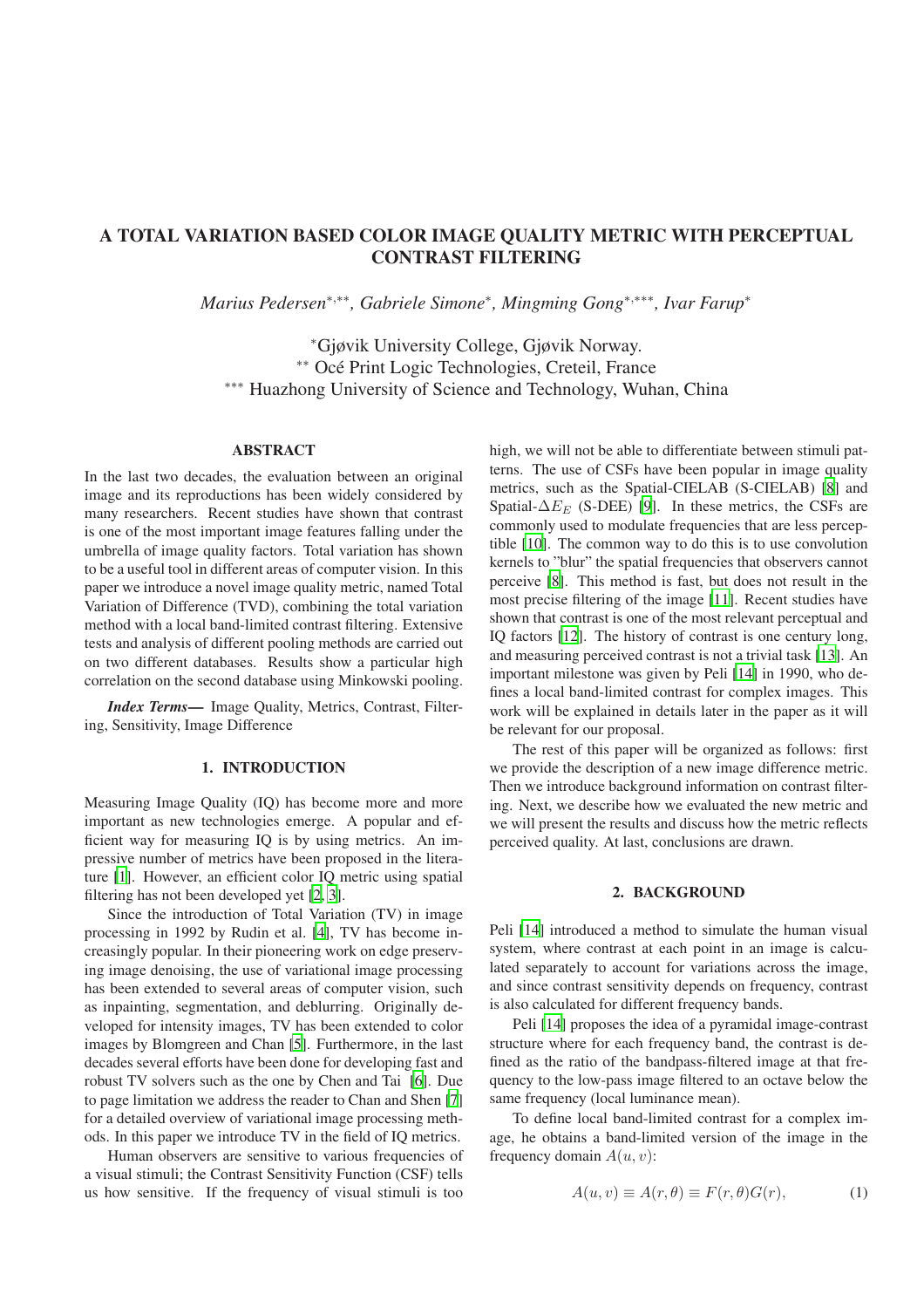# A TOTAL VARIATION BASED COLOR IMAGE QUALITY METRIC WITH PERCEPTUAL CONTRAST FILTERING

*Marius Pedersen*[*,**]*, Gabriele Simone*[*]*, Mingming Gong*[*,***]*, Ivar Farup*[*]

[*]Gjøvik University College, Gjøvik Norway.
[**] Océ Print Logic Technologies, Creteil, France
[***] Huazhong University of Science and Technology, Wuhan, China

## ABSTRACT

In the last two decades, the evaluation between an original image and its reproductions has been widely considered by many researchers. Recent studies have shown that contrast is one of the most important image features falling under the umbrella of image quality factors. Total variation has shown to be a useful tool in different areas of computer vision. In this paper we introduce a novel image quality metric, named Total Variation of Difference (TVD), combining the total variation method with a local band-limited contrast filtering. Extensive tests and analysis of different pooling methods are carried out on two different databases. Results show a particular high correlation on the second database using Minkowski pooling.

***Index Terms*—** Image Quality, Metrics, Contrast, Filtering, Sensitivity, Image Difference

## 1. INTRODUCTION

Measuring Image Quality (IQ) has become more and more important as new technologies emerge. A popular and efficient way for measuring IQ is by using metrics. An impressive number of metrics have been proposed in the literature [1]. However, an efficient color IQ metric using spatial filtering has not been developed yet [2, 3].

Since the introduction of Total Variation (TV) in image processing in 1992 by Rudin et al. [4], TV has become increasingly popular. In their pioneering work on edge preserving image denoising, the use of variational image processing has been extended to several areas of computer vision, such as inpainting, segmentation, and deblurring. Originally developed for intensity images, TV has been extended to color images by Blomgreen and Chan [5]. Furthermore, in the last decades several efforts have been done for developing fast and robust TV solvers such as the one by Chen and Tai [6]. Due to page limitation we address the reader to Chan and Shen [7] for a detailed overview of variational image processing methods. In this paper we introduce TV in the field of IQ metrics.

Human observers are sensitive to various frequencies of a visual stimuli; the Contrast Sensitivity Function (CSF) tells us how sensitive. If the frequency of visual stimuli is too high, we will not be able to differentiate between stimuli patterns. The use of CSFs have been popular in image quality metrics, such as the Spatial-CIELAB (S-CIELAB) [8] and Spatial-$\Delta E_E$ (S-DEE) [9]. In these metrics, the CSFs are commonly used to modulate frequencies that are less perceptible [10]. The common way to do this is to use convolution kernels to "blur" the spatial frequencies that observers cannot perceive [8]. This method is fast, but does not result in the most precise filtering of the image [11]. Recent studies have shown that contrast is one of the most relevant perceptual and IQ factors [12]. The history of contrast is one century long, and measuring perceived contrast is not a trivial task [13]. An important milestone was given by Peli [14] in 1990, who defines a local band-limited contrast for complex images. This work will be explained in details later in the paper as it will be relevant for our proposal.

The rest of this paper will be organized as follows: first we provide the description of a new image difference metric. Then we introduce background information on contrast filtering. Next, we describe how we evaluated the new metric and we will present the results and discuss how the metric reflects perceived quality. At last, conclusions are drawn.

## 2. BACKGROUND

Peli [14] introduced a method to simulate the human visual system, where contrast at each point in an image is calculated separately to account for variations across the image, and since contrast sensitivity depends on frequency, contrast is also calculated for different frequency bands.

Peli [14] proposes the idea of a pyramidal image-contrast structure where for each frequency band, the contrast is defined as the ratio of the bandpass-filtered image at that frequency to the low-pass image filtered to an octave below the same frequency (local luminance mean).

To define local band-limited contrast for a complex image, he obtains a band-limited version of the image in the frequency domain $A(u, v)$:

$$A(u, v) \equiv A(r, \theta) \equiv F(r, \theta)G(r), \tag{1}$$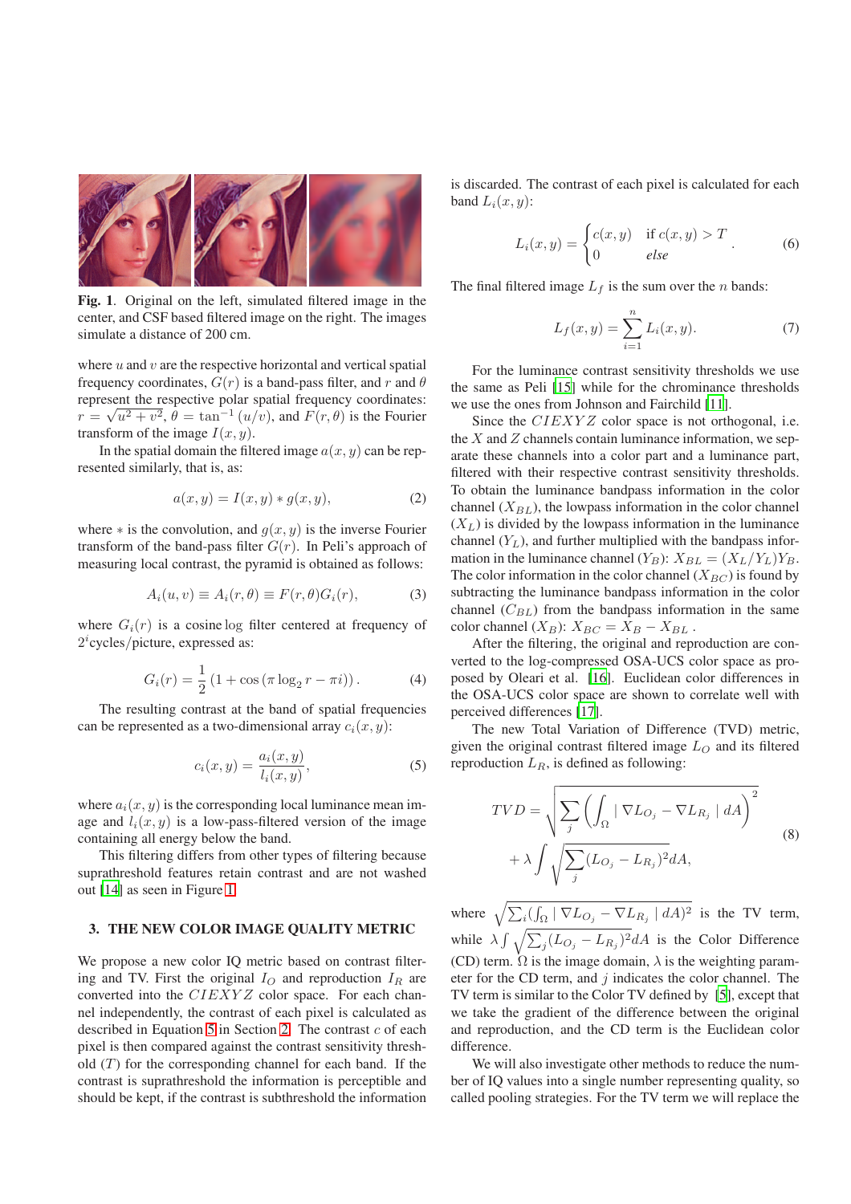**Fig. 1.** Original on the left, simulated filtered image in the center, and CSF based filtered image on the right. The images simulate a distance of 200 cm.

where $u$ and $v$ are the respective horizontal and vertical spatial frequency coordinates, $G(r)$ is a band-pass filter, and $r$ and $\theta$ represent the respective polar spatial frequency coordinates: $r = \sqrt{u^2 + v^2}$, $\theta = \tan^{-1}(u/v)$, and $F(r, \theta)$ is the Fourier transform of the image $I(x, y)$.

In the spatial domain the filtered image $a(x, y)$ can be represented similarly, that is, as:

$$a(x, y) = I(x, y) * g(x, y), \tag{2}$$

where $*$ is the convolution, and $g(x, y)$ is the inverse Fourier transform of the band-pass filter $G(r)$. In Peli's approach of measuring local contrast, the pyramid is obtained as follows:

$$A_i(u, v) \equiv A_i(r, \theta) \equiv F(r, \theta)G_i(r), \tag{3}$$

where $G_i(r)$ is a cosine log filter centered at frequency of $2^i$cycles/picture, expressed as:

$$G_i(r) = \frac{1}{2}\left(1 + \cos\left(\pi \log_2 r - \pi i\right)\right). \tag{4}$$

The resulting contrast at the band of spatial frequencies can be represented as a two-dimensional array $c_i(x, y)$:

$$c_i(x, y) = \frac{a_i(x, y)}{l_i(x, y)}, \tag{5}$$

where $a_i(x, y)$ is the corresponding local luminance mean image and $l_i(x, y)$ is a low-pass-filtered version of the image containing all energy below the band.

This filtering differs from other types of filtering because suprathreshold features retain contrast and are not washed out [14] as seen in Figure 1.

## 3. THE NEW COLOR IMAGE QUALITY METRIC

We propose a new color IQ metric based on contrast filtering and TV. First the original $I_O$ and reproduction $I_R$ are converted into the $CIEXYZ$ color space. For each channel independently, the contrast of each pixel is calculated as described in Equation 5 in Section 2. The contrast $c$ of each pixel is then compared against the contrast sensitivity threshold ($T$) for the corresponding channel for each band. If the contrast is suprathreshold the information is perceptible and should be kept, if the contrast is subthreshold the information is discarded. The contrast of each pixel is calculated for each band $L_i(x, y)$:

$$L_i(x, y) = \begin{cases} c(x, y) & \text{if } c(x, y) > T \\ 0 & \textit{else} \end{cases}. \tag{6}$$

The final filtered image $L_f$ is the sum over the $n$ bands:

$$L_f(x, y) = \sum_{i=1}^{n} L_i(x, y). \tag{7}$$

For the luminance contrast sensitivity thresholds we use the same as Peli [15] while for the chrominance thresholds we use the ones from Johnson and Fairchild [11].

Since the $CIEXYZ$ color space is not orthogonal, i.e. the $X$ and $Z$ channels contain luminance information, we separate these channels into a color part and a luminance part, filtered with their respective contrast sensitivity thresholds. To obtain the luminance bandpass information in the color channel ($X_{BL}$), the lowpass information in the color channel ($X_L$) is divided by the lowpass information in the luminance channel ($Y_L$), and further multiplied with the bandpass information in the luminance channel ($Y_B$): $X_{BL} = (X_L/Y_L)Y_B$. The color information in the color channel ($X_{BC}$) is found by subtracting the luminance bandpass information in the color channel ($C_{BL}$) from the bandpass information in the same color channel ($X_B$): $X_{BC} = X_B - X_{BL}$.

After the filtering, the original and reproduction are converted to the log-compressed OSA-UCS color space as proposed by Oleari et al. [16]. Euclidean color differences in the OSA-UCS color space are shown to correlate well with perceived differences [17].

The new Total Variation of Difference (TVD) metric, given the original contrast filtered image $L_O$ and its filtered reproduction $L_R$, is defined as following:

$$TVD = \sqrt{\sum_j \left( \int_\Omega \mid \nabla L_{O_j} - \nabla L_{R_j} \mid dA \right)^2} + \lambda \int \sqrt{\sum_j (L_{O_j} - L_{R_j})^2} dA, \tag{8}$$

where $\sqrt{\sum_j (\int_\Omega \mid \nabla L_{O_j} - \nabla L_{R_j} \mid dA)^2}$ is the TV term, while $\lambda \int \sqrt{\sum_j (L_{O_j} - L_{R_j})^2} dA$ is the Color Difference (CD) term. $\Omega$ is the image domain, $\lambda$ is the weighting parameter for the CD term, and $j$ indicates the color channel. The TV term is similar to the Color TV defined by [5], except that we take the gradient of the difference between the original and reproduction, and the CD term is the Euclidean color difference.

We will also investigate other methods to reduce the number of IQ values into a single number representing quality, so called pooling strategies. For the TV term we will replace the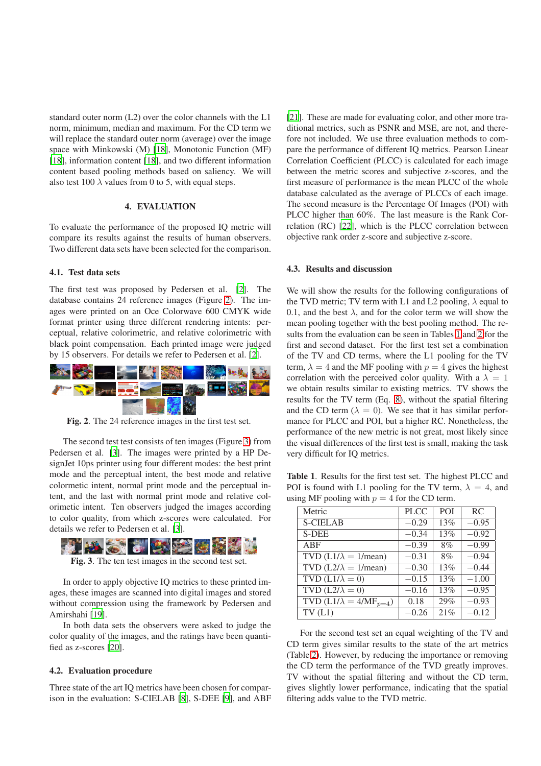standard outer norm (L2) over the color channels with the L1 norm, minimum, median and maximum. For the CD term we will replace the standard outer norm (average) over the image space with Minkowski (M) [18], Monotonic Function (MF) [18], information content [18], and two different information content based pooling methods based on saliency. We will also test 100 $\lambda$ values from 0 to 5, with equal steps.

## 4. EVALUATION

To evaluate the performance of the proposed IQ metric will compare its results against the results of human observers. Two different data sets have been selected for the comparison.

### 4.1. Test data sets

The first test was proposed by Pedersen et al. [2]. The database contains 24 reference images (Figure 2). The images were printed on an Oce Colorwave 600 CMYK wide format printer using three different rendering intents: perceptual, relative colorimetric, and relative colorimetric with black point compensation. Each printed image were judged by 15 observers. For details we refer to Pedersen et al. [2].

**Fig. 2**. The 24 reference images in the first test set.

The second test test consists of ten images (Figure 3) from Pedersen et al. [3]. The images were printed by a HP DesignJet 10ps printer using four different modes: the best print mode and the perceptual intent, the best mode and relative colormetric intent, normal print mode and the perceptual intent, and the last with normal print mode and relative colorimetric intent. Ten observers judged the images according to color quality, from which z-scores were calculated. For details we refer to Pedersen et al. [3].

**Fig. 3**. The ten test images in the second test set.

In order to apply objective IQ metrics to these printed images, these images are scanned into digital images and stored without compression using the framework by Pedersen and Amirshahi [19].

In both data sets the observers were asked to judge the color quality of the images, and the ratings have been quantified as z-scores [20].

### 4.2. Evaluation procedure

Three state of the art IQ metrics have been chosen for comparison in the evaluation: S-CIELAB [8], S-DEE [9], and ABF [21]. These are made for evaluating color, and other more traditional metrics, such as PSNR and MSE, are not, and therefore not included. We use three evaluation methods to compare the performance of different IQ metrics. Pearson Linear Correlation Coefficient (PLCC) is calculated for each image between the metric scores and subjective z-scores, and the first measure of performance is the mean PLCC of the whole database calculated as the average of PLCCs of each image. The second measure is the Percentage Of Images (POI) with PLCC higher than 60%. The last measure is the Rank Correlation (RC) [22], which is the PLCC correlation between objective rank order z-score and subjective z-score.

### 4.3. Results and discussion

We will show the results for the following configurations of the TVD metric; TV term with L1 and L2 pooling, $\lambda$ equal to 0.1, and the best $\lambda$, and for the color term we will show the mean pooling together with the best pooling method. The results from the evaluation can be seen in Tables 1 and 2 for the first and second dataset. For the first test set a combination of the TV and CD terms, where the L1 pooling for the TV term, $\lambda = 4$ and the MF pooling with $p = 4$ gives the highest correlation with the perceived color quality. With a $\lambda = 1$ we obtain results similar to existing metrics. TV shows the results for the TV term (Eq. 8), without the spatial filtering and the CD term ($\lambda = 0$). We see that it has similar performance for PLCC and POI, but a higher RC. Nonetheless, the performance of the new metric is not great, most likely since the visual differences of the first test is small, making the task very difficult for IQ metrics.

**Table 1**. Results for the first test set. The highest PLCC and POI is found with L1 pooling for the TV term, $\lambda = 4$, and using MF pooling with $p = 4$ for the CD term.

| Metric | PLCC | POI | RC |
|---|---|---|---|
| S-CIELAB | $-0.29$ | 13% | $-0.95$ |
| S-DEE | $-0.34$ | 13% | $-0.92$ |
| ABF | $-0.39$ | 8% | $-0.99$ |
| TVD (L1/$\lambda = 1$/mean) | $-0.31$ | 8% | $-0.94$ |
| TVD (L2/$\lambda = 1$/mean) | $-0.30$ | 13% | $-0.44$ |
| TVD (L1/$\lambda = 0$) | $-0.15$ | 13% | $-1.00$ |
| TVD (L2/$\lambda = 0$) | $-0.16$ | 13% | $-0.95$ |
| TVD (L1/$\lambda = 4$/MF$_{p=4}$) | 0.18 | 29% | $-0.93$ |
| TV (L1) | $-0.26$ | 21% | $-0.12$ |

For the second test set an equal weighting of the TV and CD term gives similar results to the state of the art metrics (Table 2). However, by reducing the importance or removing the CD term the performance of the TVD greatly improves. TV without the spatial filtering and without the CD term, gives slightly lower performance, indicating that the spatial filtering adds value to the TVD metric.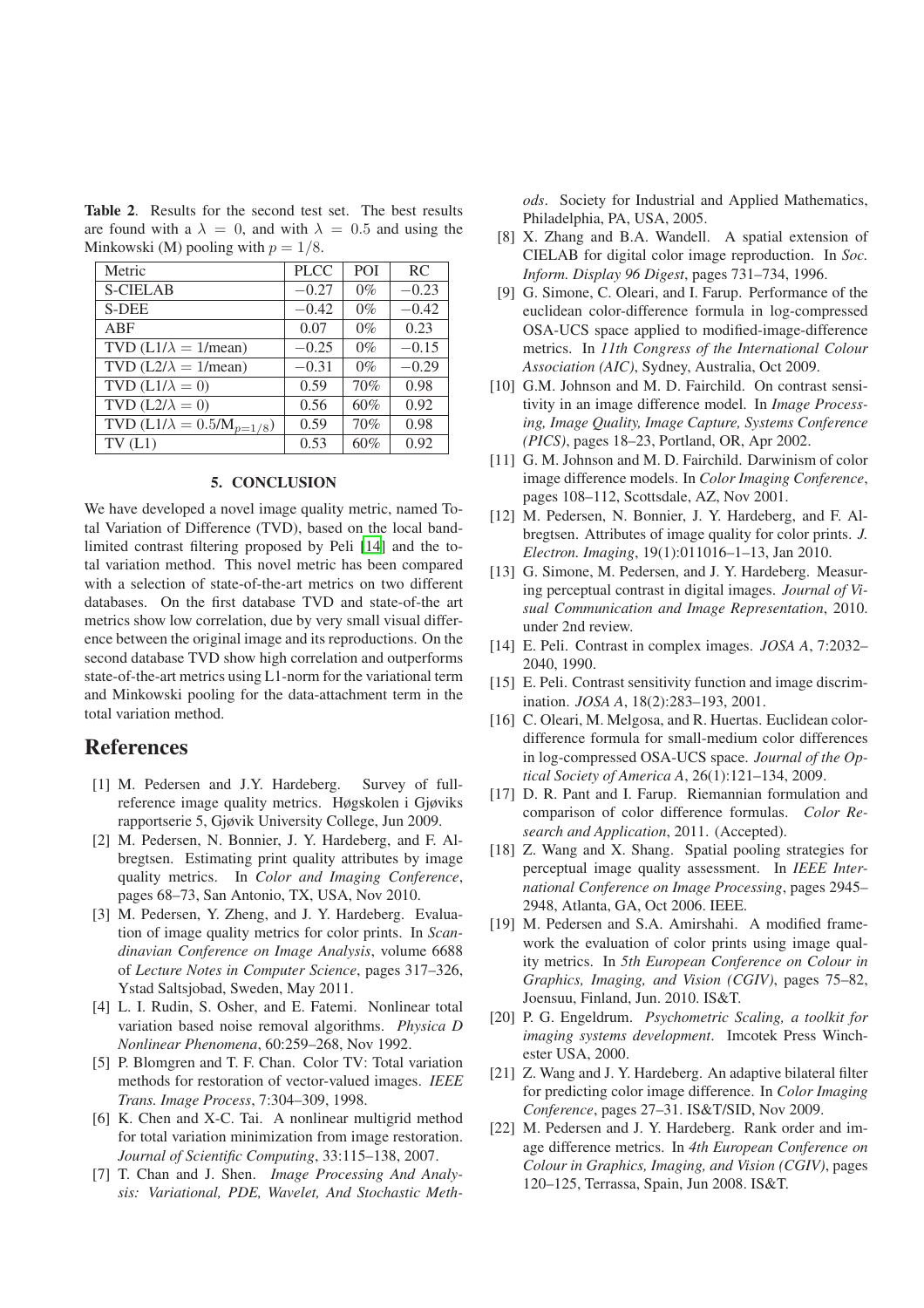**Table 2**. Results for the second test set. The best results are found with a $\lambda = 0$, and with $\lambda = 0.5$ and using the Minkowski (M) pooling with $p = 1/8$.

| Metric | PLCC | POI | RC |
|---|---|---|---|
| S-CIELAB | $-0.27$ | 0% | $-0.23$ |
| S-DEE | $-0.42$ | 0% | $-0.42$ |
| ABF | 0.07 | 0% | 0.23 |
| TVD (L1/$\lambda$ = 1/mean) | $-0.25$ | 0% | $-0.15$ |
| TVD (L2/$\lambda$ = 1/mean) | $-0.31$ | 0% | $-0.29$ |
| TVD (L1/$\lambda = 0$) | 0.59 | 70% | 0.98 |
| TVD (L2/$\lambda = 0$) | 0.56 | 60% | 0.92 |
| TVD (L1/$\lambda = 0.5$/M$_{p=1/8}$) | 0.59 | 70% | 0.98 |
| TV (L1) | 0.53 | 60% | 0.92 |

## 5. CONCLUSION

We have developed a novel image quality metric, named Total Variation of Difference (TVD), based on the local band-limited contrast filtering proposed by Peli [14] and the total variation method. This novel metric has been compared with a selection of state-of-the-art metrics on two different databases. On the first database TVD and state-of-the art metrics show low correlation, due by very small visual difference between the original image and its reproductions. On the second database TVD show high correlation and outperforms state-of-the-art metrics using L1-norm for the variational term and Minkowski pooling for the data-attachment term in the total variation method.

# References

[1] M. Pedersen and J.Y. Hardeberg. Survey of full-reference image quality metrics. Høgskolen i Gjøviks rapportserie 5, Gjøvik University College, Jun 2009.

[2] M. Pedersen, N. Bonnier, J. Y. Hardeberg, and F. Albregtsen. Estimating print quality attributes by image quality metrics. In *Color and Imaging Conference*, pages 68–73, San Antonio, TX, USA, Nov 2010.

[3] M. Pedersen, Y. Zheng, and J. Y. Hardeberg. Evaluation of image quality metrics for color prints. In *Scandinavian Conference on Image Analysis*, volume 6688 of *Lecture Notes in Computer Science*, pages 317–326, Ystad Saltsjobad, Sweden, May 2011.

[4] L. I. Rudin, S. Osher, and E. Fatemi. Nonlinear total variation based noise removal algorithms. *Physica D Nonlinear Phenomena*, 60:259–268, Nov 1992.

[5] P. Blomgren and T. F. Chan. Color TV: Total variation methods for restoration of vector-valued images. *IEEE Trans. Image Process*, 7:304–309, 1998.

[6] K. Chen and X-C. Tai. A nonlinear multigrid method for total variation minimization from image restoration. *Journal of Scientific Computing*, 33:115–138, 2007.

[7] T. Chan and J. Shen. *Image Processing And Analysis: Variational, PDE, Wavelet, And Stochastic Methods*. Society for Industrial and Applied Mathematics, Philadelphia, PA, USA, 2005.

[8] X. Zhang and B.A. Wandell. A spatial extension of CIELAB for digital color image reproduction. In *Soc. Inform. Display 96 Digest*, pages 731–734, 1996.

[9] G. Simone, C. Oleari, and I. Farup. Performance of the euclidean color-difference formula in log-compressed OSA-UCS space applied to modified-image-difference metrics. In *11th Congress of the International Colour Association (AIC)*, Sydney, Australia, Oct 2009.

[10] G.M. Johnson and M. D. Fairchild. On contrast sensitivity in an image difference model. In *Image Processing, Image Quality, Image Capture, Systems Conference (PICS)*, pages 18–23, Portland, OR, Apr 2002.

[11] G. M. Johnson and M. D. Fairchild. Darwinism of color image difference models. In *Color Imaging Conference*, pages 108–112, Scottsdale, AZ, Nov 2001.

[12] M. Pedersen, N. Bonnier, J. Y. Hardeberg, and F. Albregtsen. Attributes of image quality for color prints. *J. Electron. Imaging*, 19(1):011016–1–13, Jan 2010.

[13] G. Simone, M. Pedersen, and J. Y. Hardeberg. Measuring perceptual contrast in digital images. *Journal of Visual Communication and Image Representation*, 2010. under 2nd review.

[14] E. Peli. Contrast in complex images. *JOSA A*, 7:2032–2040, 1990.

[15] E. Peli. Contrast sensitivity function and image discrimination. *JOSA A*, 18(2):283–193, 2001.

[16] C. Oleari, M. Melgosa, and R. Huertas. Euclidean color-difference formula for small-medium color differences in log-compressed OSA-UCS space. *Journal of the Optical Society of America A*, 26(1):121–134, 2009.

[17] D. R. Pant and I. Farup. Riemannian formulation and comparison of color difference formulas. *Color Research and Application*, 2011. (Accepted).

[18] Z. Wang and X. Shang. Spatial pooling strategies for perceptual image quality assessment. In *IEEE International Conference on Image Processing*, pages 2945–2948, Atlanta, GA, Oct 2006. IEEE.

[19] M. Pedersen and S.A. Amirshahi. A modified framework the evaluation of color prints using image quality metrics. In *5th European Conference on Colour in Graphics, Imaging, and Vision (CGIV)*, pages 75–82, Joensuu, Finland, Jun. 2010. IS&T.

[20] P. G. Engeldrum. *Psychometric Scaling, a toolkit for imaging systems development*. Imcotek Press Winchester USA, 2000.

[21] Z. Wang and J. Y. Hardeberg. An adaptive bilateral filter for predicting color image difference. In *Color Imaging Conference*, pages 27–31. IS&T/SID, Nov 2009.

[22] M. Pedersen and J. Y. Hardeberg. Rank order and image difference metrics. In *4th European Conference on Colour in Graphics, Imaging, and Vision (CGIV)*, pages 120–125, Terrassa, Spain, Jun 2008. IS&T.